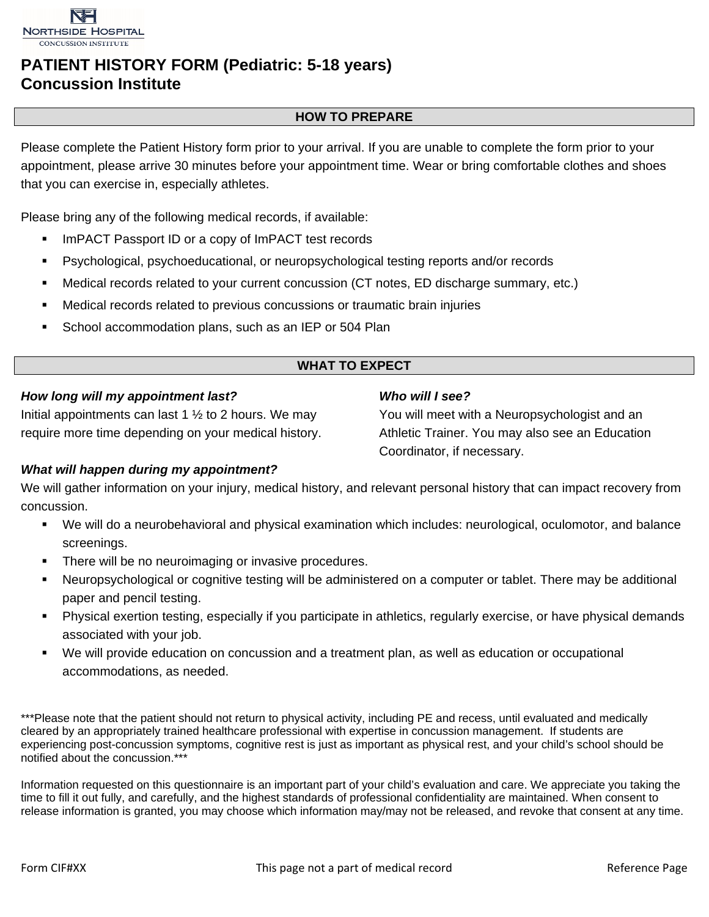NORTHSIDE HOSPITAL
CONCUSSION INSTITUTE

# PATIENT HISTORY FORM (Pediatric: 5-18 years)
# Concussion Institute

## HOW TO PREPARE

Please complete the Patient History form prior to your arrival. If you are unable to complete the form prior to your appointment, please arrive 30 minutes before your appointment time. Wear or bring comfortable clothes and shoes that you can exercise in, especially athletes.

Please bring any of the following medical records, if available:

- ImPACT Passport ID or a copy of ImPACT test records
- Psychological, psychoeducational, or neuropsychological testing reports and/or records
- Medical records related to your current concussion (CT notes, ED discharge summary, etc.)
- Medical records related to previous concussions or traumatic brain injuries
- School accommodation plans, such as an IEP or 504 Plan

## WHAT TO EXPECT

***How long will my appointment last?***
Initial appointments can last 1 ½ to 2 hours. We may require more time depending on your medical history.

***Who will I see?***
You will meet with a Neuropsychologist and an Athletic Trainer. You may also see an Education Coordinator, if necessary.

***What will happen during my appointment?***
We will gather information on your injury, medical history, and relevant personal history that can impact recovery from concussion.

- We will do a neurobehavioral and physical examination which includes: neurological, oculomotor, and balance screenings.
- There will be no neuroimaging or invasive procedures.
- Neuropsychological or cognitive testing will be administered on a computer or tablet. There may be additional paper and pencil testing.
- Physical exertion testing, especially if you participate in athletics, regularly exercise, or have physical demands associated with your job.
- We will provide education on concussion and a treatment plan, as well as education or occupational accommodations, as needed.

***Please note that the patient should not return to physical activity, including PE and recess, until evaluated and medically cleared by an appropriately trained healthcare professional with expertise in concussion management. If students are experiencing post-concussion symptoms, cognitive rest is just as important as physical rest, and your child's school should be notified about the concussion.***

Information requested on this questionnaire is an important part of your child's evaluation and care. We appreciate you taking the time to fill it out fully, and carefully, and the highest standards of professional confidentiality are maintained. When consent to release information is granted, you may choose which information may/may not be released, and revoke that consent at any time.

Form CIF#XX | This page not a part of medical record | Reference Page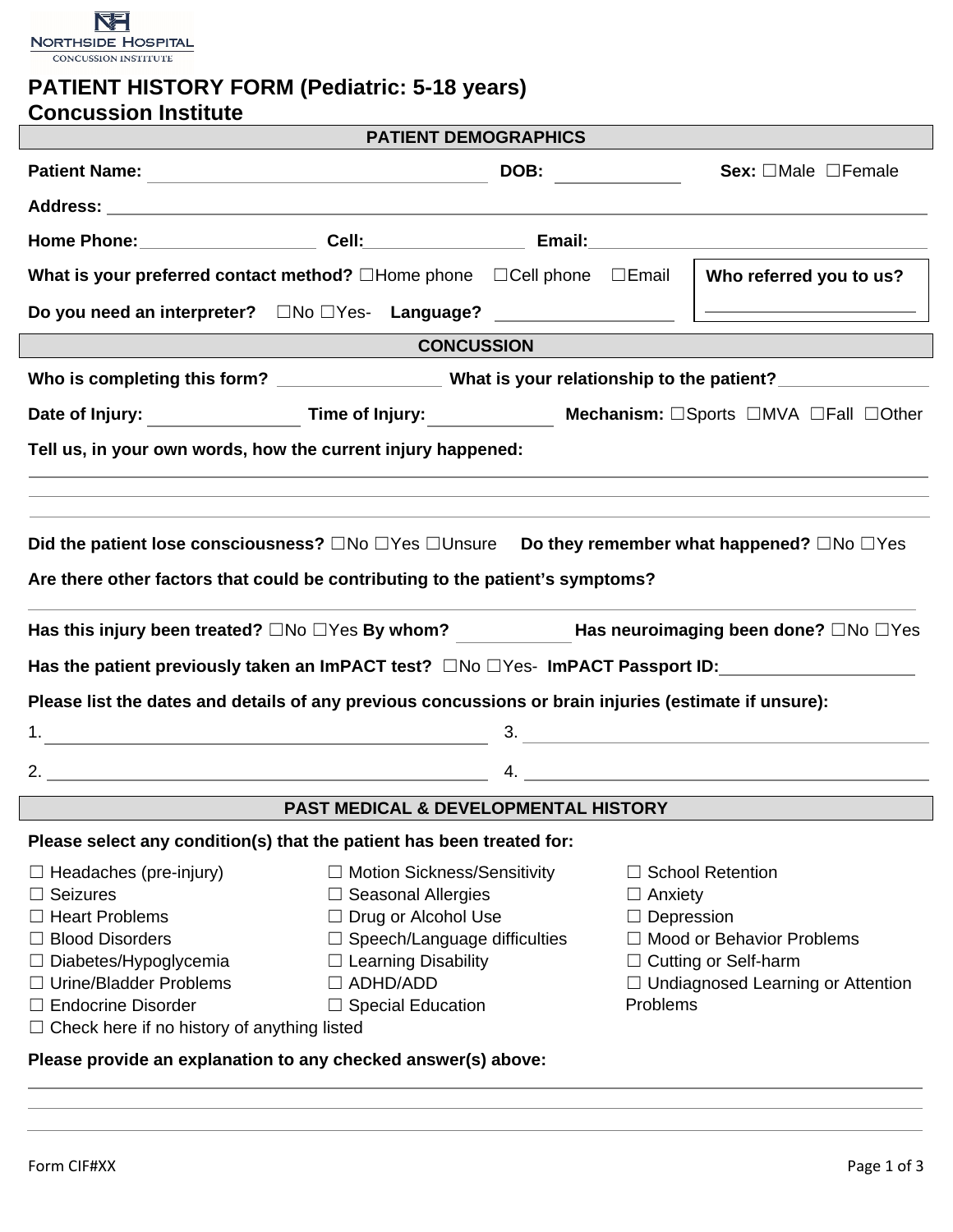NORTHSIDE HOSPITAL
CONCUSSION INSTITUTE

# PATIENT HISTORY FORM (Pediatric: 5-18 years)
# Concussion Institute

## PATIENT DEMOGRAPHICS

**Patient Name:** ________________________ **DOB:** ____________ **Sex:** ☐Male ☐Female

**Address:** ________________________________________________

**Home Phone:** ______________ **Cell:** ______________ **Email:** ______________________

**What is your preferred contact method?** ☐Home phone ☐Cell phone ☐Email

**Do you need an interpreter?** ☐No ☐Yes- **Language?** ______________

**Who referred you to us?** ______________________

## CONCUSSION

**Who is completing this form?** ______________ **What is your relationship to the patient?** ______________

**Date of Injury:** ______________ **Time of Injury:** ____________ **Mechanism:** ☐Sports ☐MVA ☐Fall ☐Other

**Tell us, in your own words, how the current injury happened:**

________________________________________________

________________________________________________

________________________________________________

**Did the patient lose consciousness?** ☐No ☐Yes ☐Unsure **Do they remember what happened?** ☐No ☐Yes

**Are there other factors that could be contributing to the patient's symptoms?**

________________________________________________

**Has this injury been treated?** ☐No ☐Yes **By whom?** ____________ **Has neuroimaging been done?** ☐No ☐Yes

**Has the patient previously taken an ImPACT test?** ☐No ☐Yes- **ImPACT Passport ID:** ______________

**Please list the dates and details of any previous concussions or brain injuries (estimate if unsure):**

1. ______________________________
2. ______________________________
3. ______________________________
4. ______________________________

## PAST MEDICAL & DEVELOPMENTAL HISTORY

**Please select any condition(s) that the patient has been treated for:**

☐ Headaches (pre-injury)
☐ Seizures
☐ Heart Problems
☐ Blood Disorders
☐ Diabetes/Hypoglycemia
☐ Urine/Bladder Problems
☐ Endocrine Disorder
☐ Motion Sickness/Sensitivity
☐ Seasonal Allergies
☐ Drug or Alcohol Use
☐ Speech/Language difficulties
☐ Learning Disability
☐ ADHD/ADD
☐ Special Education
☐ School Retention
☐ Anxiety
☐ Depression
☐ Mood or Behavior Problems
☐ Cutting or Self-harm
☐ Undiagnosed Learning or Attention Problems
☐ Check here if no history of anything listed

**Please provide an explanation to any checked answer(s) above:**

________________________________________________

________________________________________________

________________________________________________

Form CIF#XX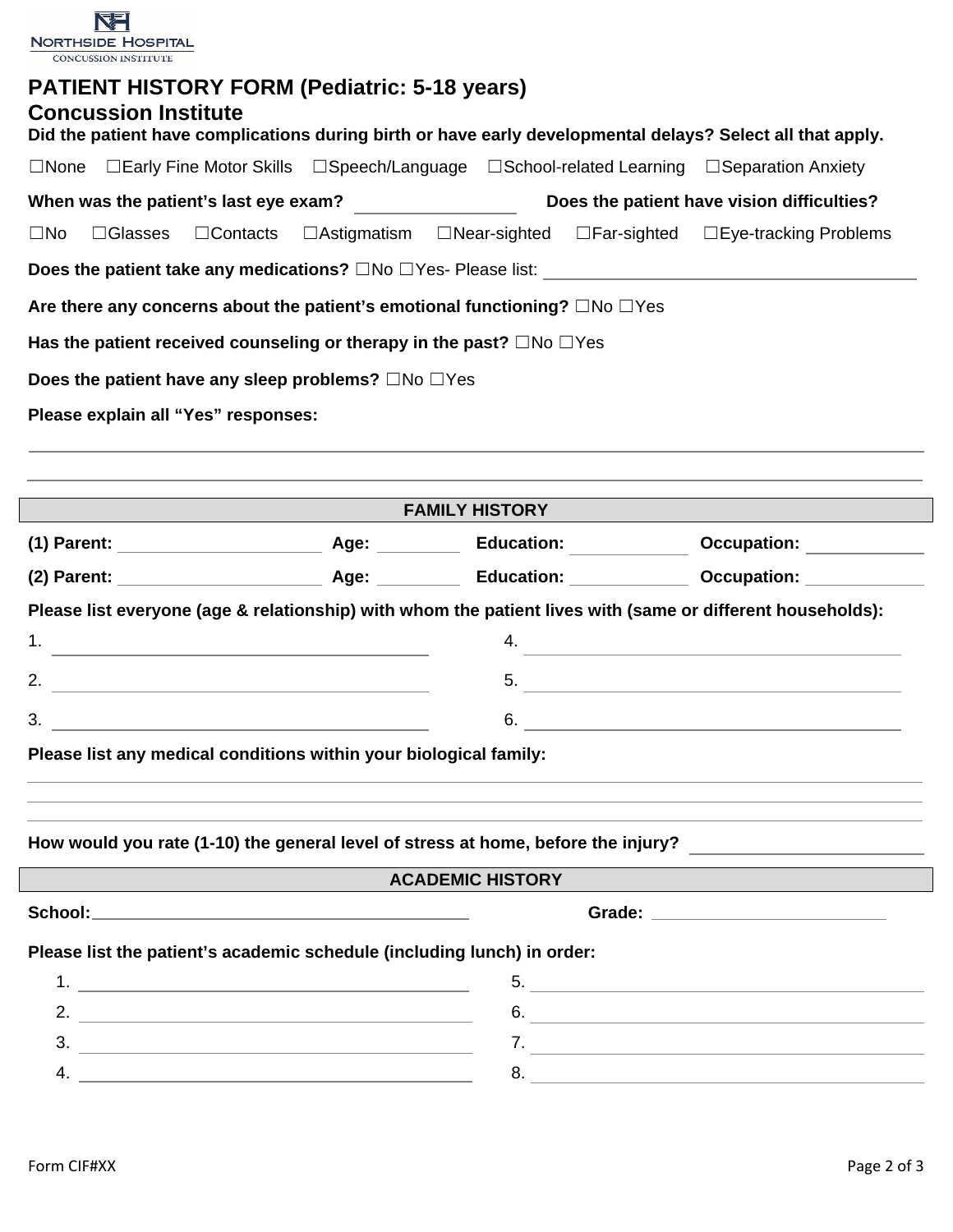# PATIENT HISTORY FORM (Pediatric: 5-18 years)

## Concussion Institute

**Did the patient have complications during birth or have early developmental delays? Select all that apply.**

☐None ☐Early Fine Motor Skills ☐Speech/Language ☐School-related Learning ☐Separation Anxiety

**When was the patient's last eye exam?** ________________ **Does the patient have vision difficulties?**

☐No ☐Glasses ☐Contacts ☐Astigmatism ☐Near-sighted ☐Far-sighted ☐Eye-tracking Problems

**Does the patient take any medications?** ☐No ☐Yes- Please list: ________________________________________

**Are there any concerns about the patient's emotional functioning?** ☐No ☐Yes

**Has the patient received counseling or therapy in the past?** ☐No ☐Yes

**Does the patient have any sleep problems?** ☐No ☐Yes

**Please explain all "Yes" responses:**

________________________________________________________________________________

________________________________________________________________________________

## FAMILY HISTORY

**(1) Parent:** ____________________ **Age:** ________ **Education:** ___________ **Occupation:** ___________

**(2) Parent:** ____________________ **Age:** ________ **Education:** ___________ **Occupation:** ___________

**Please list everyone (age & relationship) with whom the patient lives with (same or different households):**

1. ________________________________________
2. ________________________________________
3. ________________________________________
4. ________________________________________
5. ________________________________________
6. ________________________________________

**Please list any medical conditions within your biological family:**

________________________________________________________________________________

________________________________________________________________________________

________________________________________________________________________________

**How would you rate (1-10) the general level of stress at home, before the injury?** ______________________

## ACADEMIC HISTORY

**School:** ________________________________________ **Grade:** ________________________

**Please list the patient's academic schedule (including lunch) in order:**

1. ________________________________________
2. ________________________________________
3. ________________________________________
4. ________________________________________
5. ________________________________________
6. ________________________________________
7. ________________________________________
8. ________________________________________

Form CIF#XX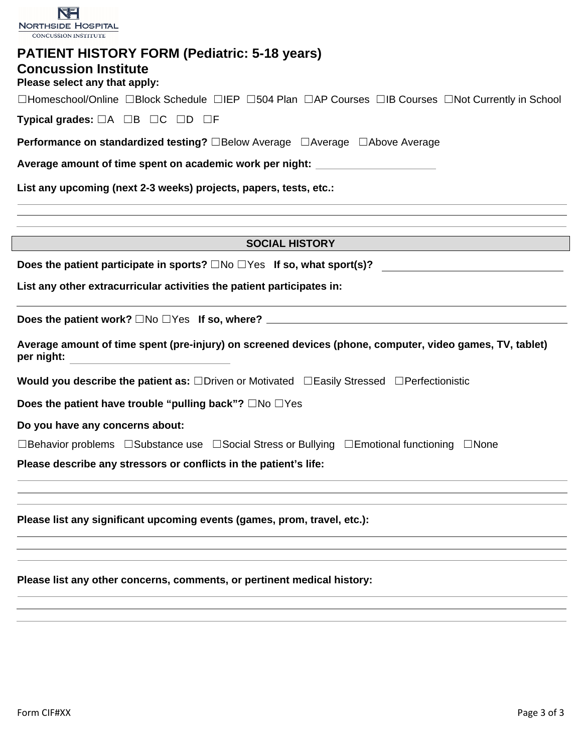NORTHSIDE HOSPITAL
CONCUSSION INSTITUTE

# PATIENT HISTORY FORM (Pediatric: 5-18 years)
## Concussion Institute

**Please select any that apply:**

☐Homeschool/Online ☐Block Schedule ☐IEP ☐504 Plan ☐AP Courses ☐IB Courses ☐Not Currently in School

**Typical grades:** ☐A ☐B ☐C ☐D ☐F

**Performance on standardized testing?** ☐Below Average ☐Average ☐Above Average

**Average amount of time spent on academic work per night:** ____________________

**List any upcoming (next 2-3 weeks) projects, papers, tests, etc.:**

_______________________________________________________________________________

_______________________________________________________________________________

_______________________________________________________________________________

### SOCIAL HISTORY

**Does the patient participate in sports?** ☐No ☐Yes **If so, what sport(s)?** ______________________________

**List any other extracurricular activities the patient participates in:**

_______________________________________________________________________________

**Does the patient work?** ☐No ☐Yes **If so, where?** ______________________________________________

**Average amount of time spent (pre-injury) on screened devices (phone, computer, video games, TV, tablet) per night:** ________________________

**Would you describe the patient as:** ☐Driven or Motivated ☐Easily Stressed ☐Perfectionistic

**Does the patient have trouble "pulling back"?** ☐No ☐Yes

**Do you have any concerns about:**

☐Behavior problems ☐Substance use ☐Social Stress or Bullying ☐Emotional functioning ☐None

**Please describe any stressors or conflicts in the patient's life:**

_______________________________________________________________________________

_______________________________________________________________________________

_______________________________________________________________________________

**Please list any significant upcoming events (games, prom, travel, etc.):**

_______________________________________________________________________________

_______________________________________________________________________________

_______________________________________________________________________________

**Please list any other concerns, comments, or pertinent medical history:**

_______________________________________________________________________________

_______________________________________________________________________________

_______________________________________________________________________________

Form CIF#XX